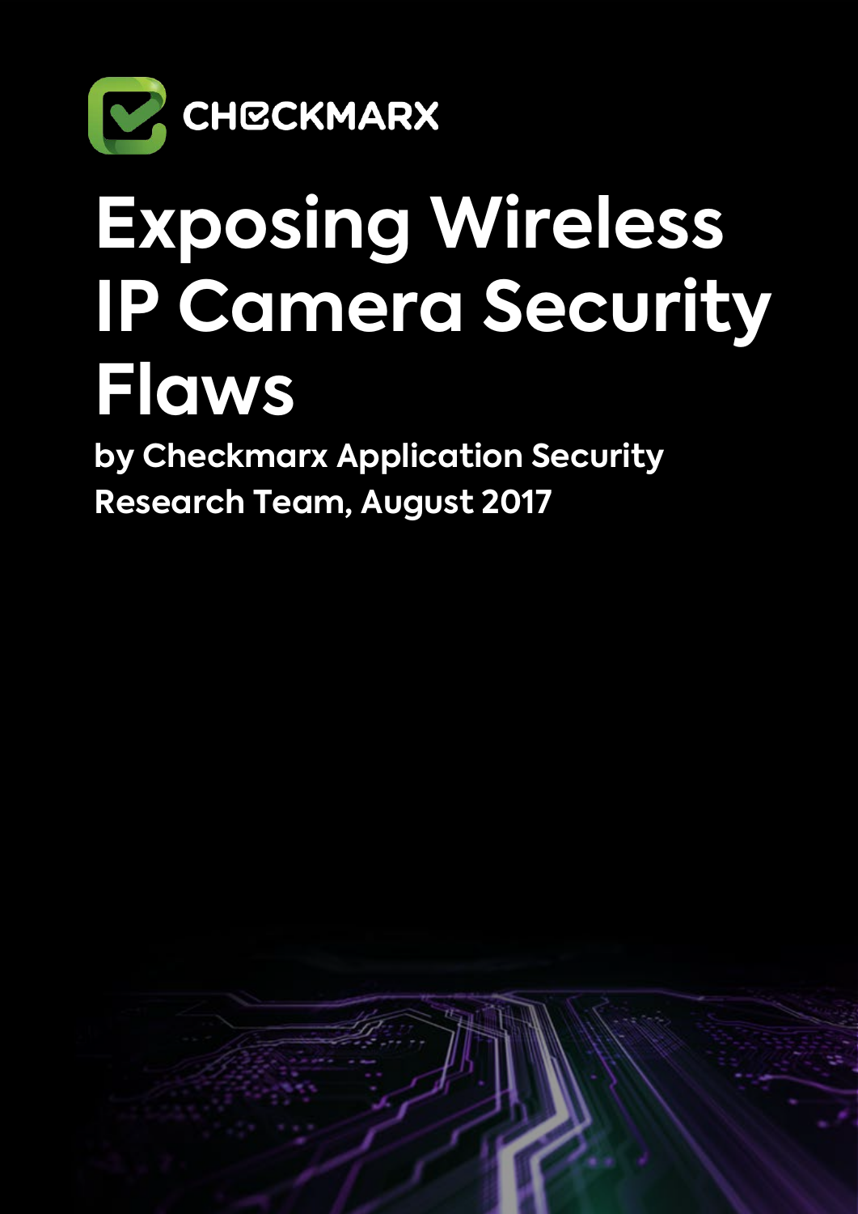CHECKMARX

# Exposing Wireless IP Camera Security Flaws

**by Checkmarx Application Security Research Team, August 2017**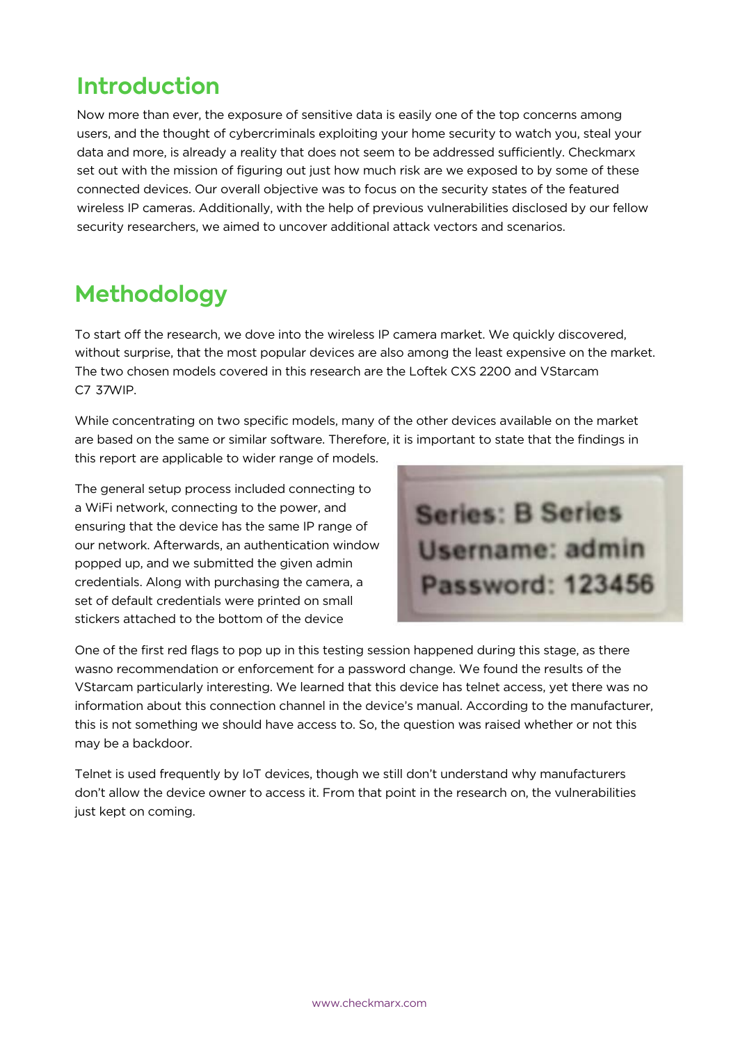## Introduction

Now more than ever, the exposure of sensitive data is easily one of the top concerns among users, and the thought of cybercriminals exploiting your home security to watch you, steal your data and more, is already a reality that does not seem to be addressed sufficiently. Checkmarx set out with the mission of figuring out just how much risk are we exposed to by some of these connected devices. Our overall objective was to focus on the security states of the featured wireless IP cameras. Additionally, with the help of previous vulnerabilities disclosed by our fellow security researchers, we aimed to uncover additional attack vectors and scenarios.

## Methodology

To start off the research, we dove into the wireless IP camera market. We quickly discovered, without surprise, that the most popular devices are also among the least expensive on the market. The two chosen models covered in this research are the Loftek CXS 2200 and VStarcam C7 37WIP.

While concentrating on two specific models, many of the other devices available on the market are based on the same or similar software. Therefore, it is important to state that the findings in this report are applicable to wider range of models.

The general setup process included connecting to a WiFi network, connecting to the power, and ensuring that the device has the same IP range of our network. Afterwards, an authentication window popped up, and we submitted the given admin credentials. Along with purchasing the camera, a set of default credentials were printed on small stickers attached to the bottom of the device

Series: B Series
Username: admin
Password: 123456

One of the first red flags to pop up in this testing session happened during this stage, as there wasno recommendation or enforcement for a password change. We found the results of the VStarcam particularly interesting. We learned that this device has telnet access, yet there was no information about this connection channel in the device's manual. According to the manufacturer, this is not something we should have access to. So, the question was raised whether or not this may be a backdoor.

Telnet is used frequently by IoT devices, though we still don't understand why manufacturers don't allow the device owner to access it. From that point in the research on, the vulnerabilities just kept on coming.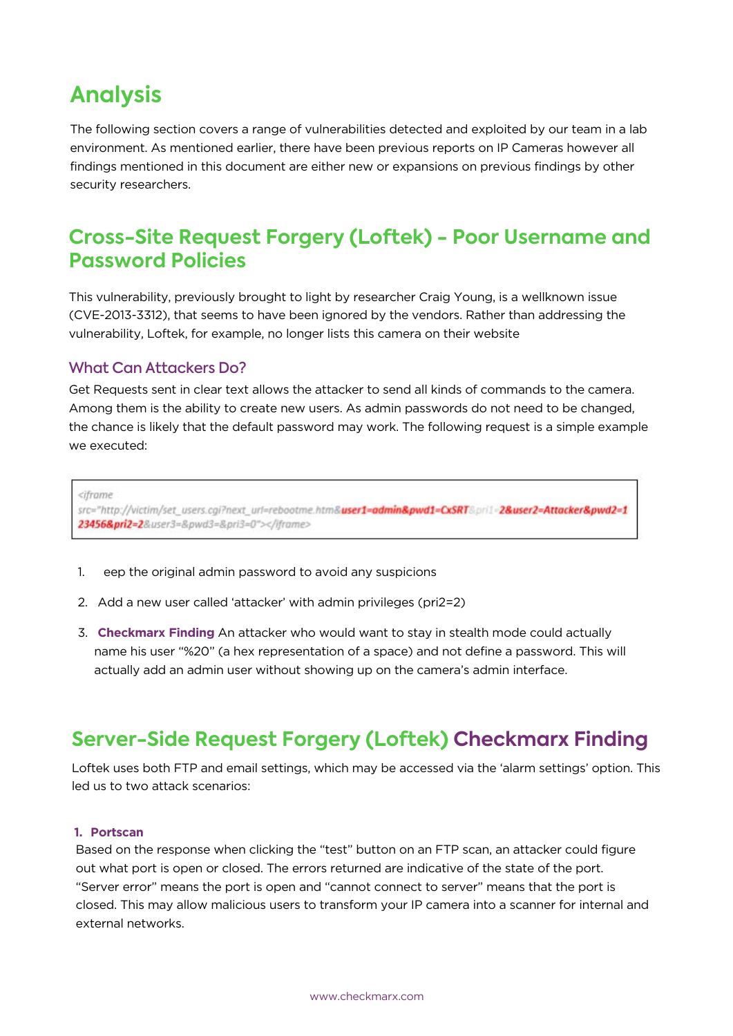# Analysis

The following section covers a range of vulnerabilities detected and exploited by our team in a lab environment. As mentioned earlier, there have been previous reports on IP Cameras however all findings mentioned in this document are either new or expansions on previous findings by other security researchers.

## Cross-Site Request Forgery (Loftek) - Poor Username and Password Policies

This vulnerability, previously brought to light by researcher Craig Young, is a wellknown issue (CVE-2013-3312), that seems to have been ignored by the vendors. Rather than addressing the vulnerability, Loftek, for example, no longer lists this camera on their website

### What Can Attackers Do?

Get Requests sent in clear text allows the attacker to send all kinds of commands to the camera. Among them is the ability to create new users. As admin passwords do not need to be changed, the chance is likely that the default password may work. The following request is a simple example we executed:

```
<iframe
src="http://victim/set_users.cgi?next_url=rebootme.htm&user1=admin&pwd1=CxSRT&pri1=2&user2=Attacker&pwd2=123456&pri2=2&user3=&pwd3=&pri3=0"></iframe>
```

1. eep the original admin password to avoid any suspicions
2. Add a new user called 'attacker' with admin privileges (pri2=2)
3. **Checkmarx Finding** An attacker who would want to stay in stealth mode could actually name his user "%20" (a hex representation of a space) and not define a password. This will actually add an admin user without showing up on the camera's admin interface.

## Server-Side Request Forgery (Loftek) Checkmarx Finding

Loftek uses both FTP and email settings, which may be accessed via the 'alarm settings' option. This led us to two attack scenarios:

#### 1. Portscan

Based on the response when clicking the "test" button on an FTP scan, an attacker could figure out what port is open or closed. The errors returned are indicative of the state of the port. "Server error" means the port is open and "cannot connect to server" means that the port is closed. This may allow malicious users to transform your IP camera into a scanner for internal and external networks.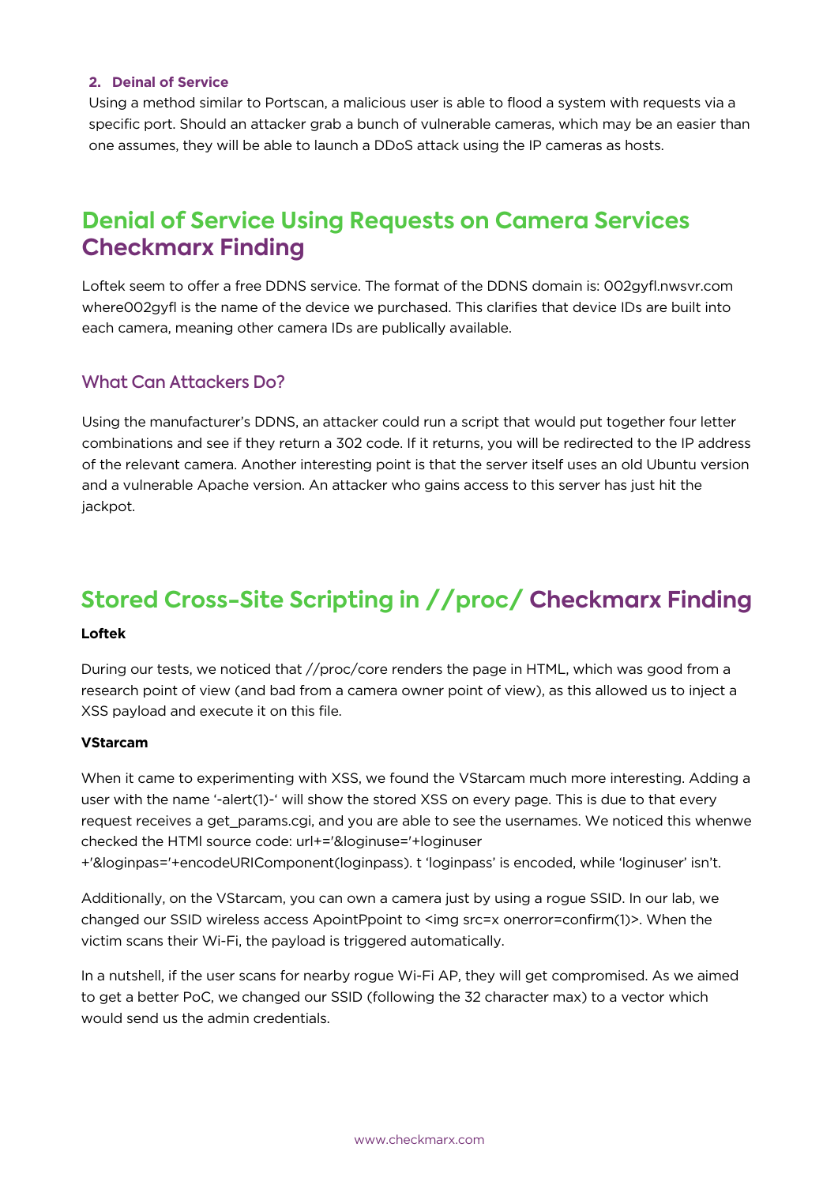**2. Deinal of Service**

Using a method similar to Portscan, a malicious user is able to flood a system with requests via a specific port. Should an attacker grab a bunch of vulnerable cameras, which may be an easier than one assumes, they will be able to launch a DDoS attack using the IP cameras as hosts.

## Denial of Service Using Requests on Camera Services Checkmarx Finding

Loftek seem to offer a free DDNS service. The format of the DDNS domain is: 002gyfl.nwsvr.com where002gyfl is the name of the device we purchased. This clarifies that device IDs are built into each camera, meaning other camera IDs are publically available.

### What Can Attackers Do?

Using the manufacturer's DDNS, an attacker could run a script that would put together four letter combinations and see if they return a 302 code. If it returns, you will be redirected to the IP address of the relevant camera. Another interesting point is that the server itself uses an old Ubuntu version and a vulnerable Apache version. An attacker who gains access to this server has just hit the jackpot.

## Stored Cross-Site Scripting in //proc/ Checkmarx Finding

**Loftek**

During our tests, we noticed that //proc/core renders the page in HTML, which was good from a research point of view (and bad from a camera owner point of view), as this allowed us to inject a XSS payload and execute it on this file.

**VStarcam**

When it came to experimenting with XSS, we found the VStarcam much more interesting. Adding a user with the name '-alert(1)-' will show the stored XSS on every page. This is due to that every request receives a get_params.cgi, and you are able to see the usernames. We noticed this whenwe checked the HTMl source code: url+='&loginuse='+loginuser +'&loginpas='+encodeURIComponent(loginpass). t 'loginpass' is encoded, while 'loginuser' isn't.

Additionally, on the VStarcam, you can own a camera just by using a rogue SSID. In our lab, we changed our SSID wireless access ApointPpoint to <img src=x onerror=confirm(1)>. When the victim scans their Wi-Fi, the payload is triggered automatically.

In a nutshell, if the user scans for nearby rogue Wi-Fi AP, they will get compromised. As we aimed to get a better PoC, we changed our SSID (following the 32 character max) to a vector which would send us the admin credentials.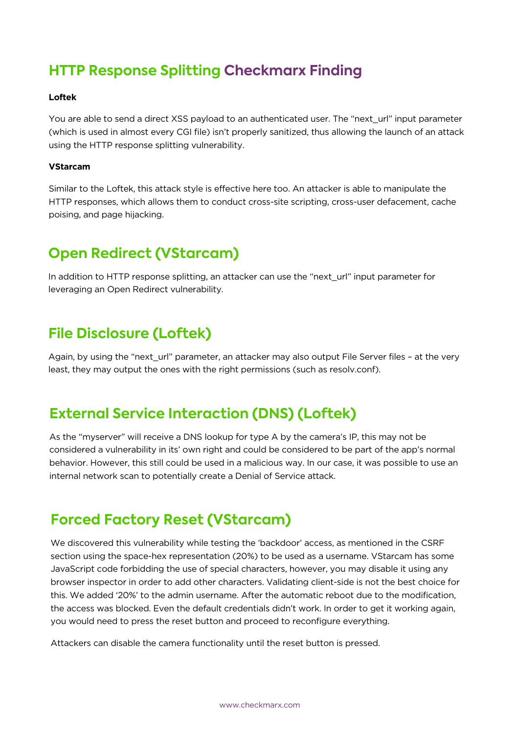## HTTP Response Splitting Checkmarx Finding

**Loftek**

You are able to send a direct XSS payload to an authenticated user. The "next_url" input parameter (which is used in almost every CGI file) isn't properly sanitized, thus allowing the launch of an attack using the HTTP response splitting vulnerability.

**VStarcam**

Similar to the Loftek, this attack style is effective here too. An attacker is able to manipulate the HTTP responses, which allows them to conduct cross-site scripting, cross-user defacement, cache poising, and page hijacking.

## Open Redirect (VStarcam)

In addition to HTTP response splitting, an attacker can use the "next_url" input parameter for leveraging an Open Redirect vulnerability.

## File Disclosure (Loftek)

Again, by using the "next_url" parameter, an attacker may also output File Server files – at the very least, they may output the ones with the right permissions (such as resolv.conf).

## External Service Interaction (DNS) (Loftek)

As the "myserver" will receive a DNS lookup for type A by the camera's IP, this may not be considered a vulnerability in its' own right and could be considered to be part of the app's normal behavior. However, this still could be used in a malicious way. In our case, it was possible to use an internal network scan to potentially create a Denial of Service attack.

## Forced Factory Reset (VStarcam)

We discovered this vulnerability while testing the 'backdoor' access, as mentioned in the CSRF section using the space-hex representation (20%) to be used as a username. VStarcam has some JavaScript code forbidding the use of special characters, however, you may disable it using any browser inspector in order to add other characters. Validating client-side is not the best choice for this. We added '20%' to the admin username. After the automatic reboot due to the modification, the access was blocked. Even the default credentials didn't work. In order to get it working again, you would need to press the reset button and proceed to reconfigure everything.

Attackers can disable the camera functionality until the reset button is pressed.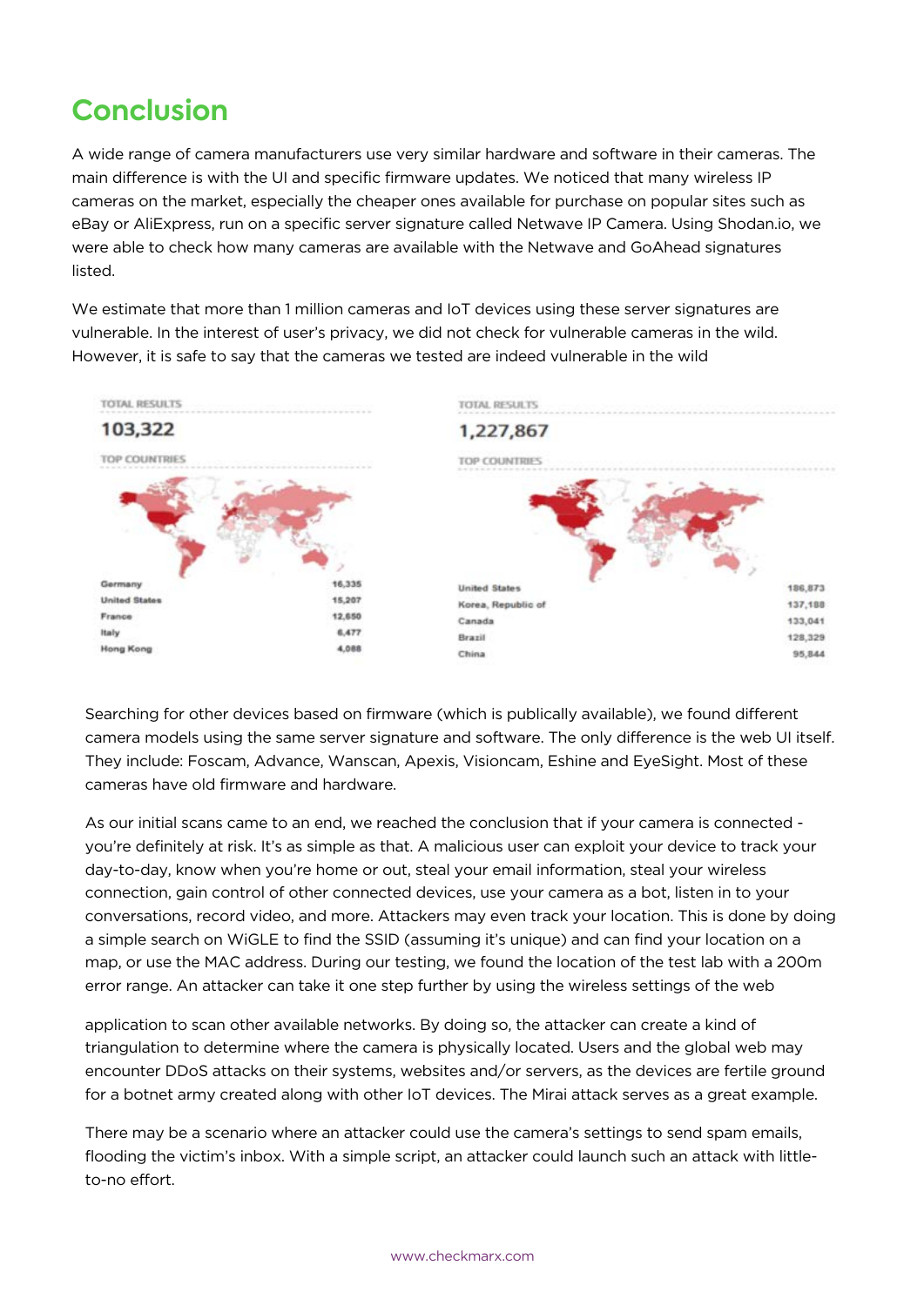## Conclusion

A wide range of camera manufacturers use very similar hardware and software in their cameras. The main difference is with the UI and specific firmware updates. We noticed that many wireless IP cameras on the market, especially the cheaper ones available for purchase on popular sites such as eBay or AliExpress, run on a specific server signature called Netwave IP Camera. Using Shodan.io, we were able to check how many cameras are available with the Netwave and GoAhead signatures listed.

We estimate that more than 1 million cameras and IoT devices using these server signatures are vulnerable. In the interest of user's privacy, we did not check for vulnerable cameras in the wild. However, it is safe to say that the cameras we tested are indeed vulnerable in the wild

TOTAL RESULTS

**103,322**

TOP COUNTRIES

| Country | Results |
|---|---|
| Germany | 16,335 |
| United States | 15,207 |
| France | 12,650 |
| Italy | 6,477 |
| Hong Kong | 4,088 |

TOTAL RESULTS

**1,227,867**

TOP COUNTRIES

| Country | Results |
|---|---|
| United States | 186,873 |
| Korea, Republic of | 137,188 |
| Canada | 133,041 |
| Brazil | 128,329 |
| China | 95,844 |

Searching for other devices based on firmware (which is publically available), we found different camera models using the same server signature and software. The only difference is the web UI itself. They include: Foscam, Advance, Wanscan, Apexis, Visioncam, Eshine and EyeSight. Most of these cameras have old firmware and hardware.

As our initial scans came to an end, we reached the conclusion that if your camera is connected - you're definitely at risk. It's as simple as that. A malicious user can exploit your device to track your day-to-day, know when you're home or out, steal your email information, steal your wireless connection, gain control of other connected devices, use your camera as a bot, listen in to your conversations, record video, and more. Attackers may even track your location. This is done by doing a simple search on WiGLE to find the SSID (assuming it's unique) and can find your location on a map, or use the MAC address. During our testing, we found the location of the test lab with a 200m error range. An attacker can take it one step further by using the wireless settings of the web application to scan other available networks. By doing so, the attacker can create a kind of triangulation to determine where the camera is physically located. Users and the global web may encounter DDoS attacks on their systems, websites and/or servers, as the devices are fertile ground for a botnet army created along with other IoT devices. The Mirai attack serves as a great example.

There may be a scenario where an attacker could use the camera's settings to send spam emails, flooding the victim's inbox. With a simple script, an attacker could launch such an attack with little-to-no effort.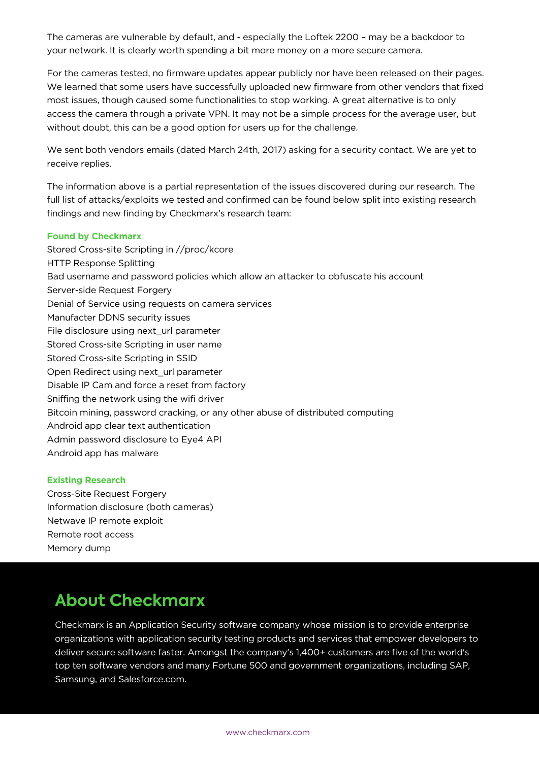The cameras are vulnerable by default, and - especially the Loftek 2200 – may be a backdoor to your network. It is clearly worth spending a bit more money on a more secure camera.

For the cameras tested, no firmware updates appear publicly nor have been released on their pages. We learned that some users have successfully uploaded new firmware from other vendors that fixed most issues, though caused some functionalities to stop working. A great alternative is to only access the camera through a private VPN. It may not be a simple process for the average user, but without doubt, this can be a good option for users up for the challenge.

We sent both vendors emails (dated March 24th, 2017) asking for a security contact. We are yet to receive replies.

The information above is a partial representation of the issues discovered during our research. The full list of attacks/exploits we tested and confirmed can be found below split into existing research findings and new finding by Checkmarx's research team:

**Found by Checkmarx**

Stored Cross-site Scripting in //proc/kcore
HTTP Response Splitting
Bad username and password policies which allow an attacker to obfuscate his account
Server-side Request Forgery
Denial of Service using requests on camera services
Manufacter DDNS security issues
File disclosure using next_url parameter
Stored Cross-site Scripting in user name
Stored Cross-site Scripting in SSID
Open Redirect using next_url parameter
Disable IP Cam and force a reset from factory
Sniffing the network using the wifi driver
Bitcoin mining, password cracking, or any other abuse of distributed computing
Android app clear text authentication
Admin password disclosure to Eye4 API
Android app has malware

**Existing Research**

Cross-Site Request Forgery
Information disclosure (both cameras)
Netwave IP remote exploit
Remote root access
Memory dump

## About Checkmarx

Checkmarx is an Application Security software company whose mission is to provide enterprise organizations with application security testing products and services that empower developers to deliver secure software faster. Amongst the company's 1,400+ customers are five of the world's top ten software vendors and many Fortune 500 and government organizations, including SAP, Samsung, and Salesforce.com.

www.checkmarx.com